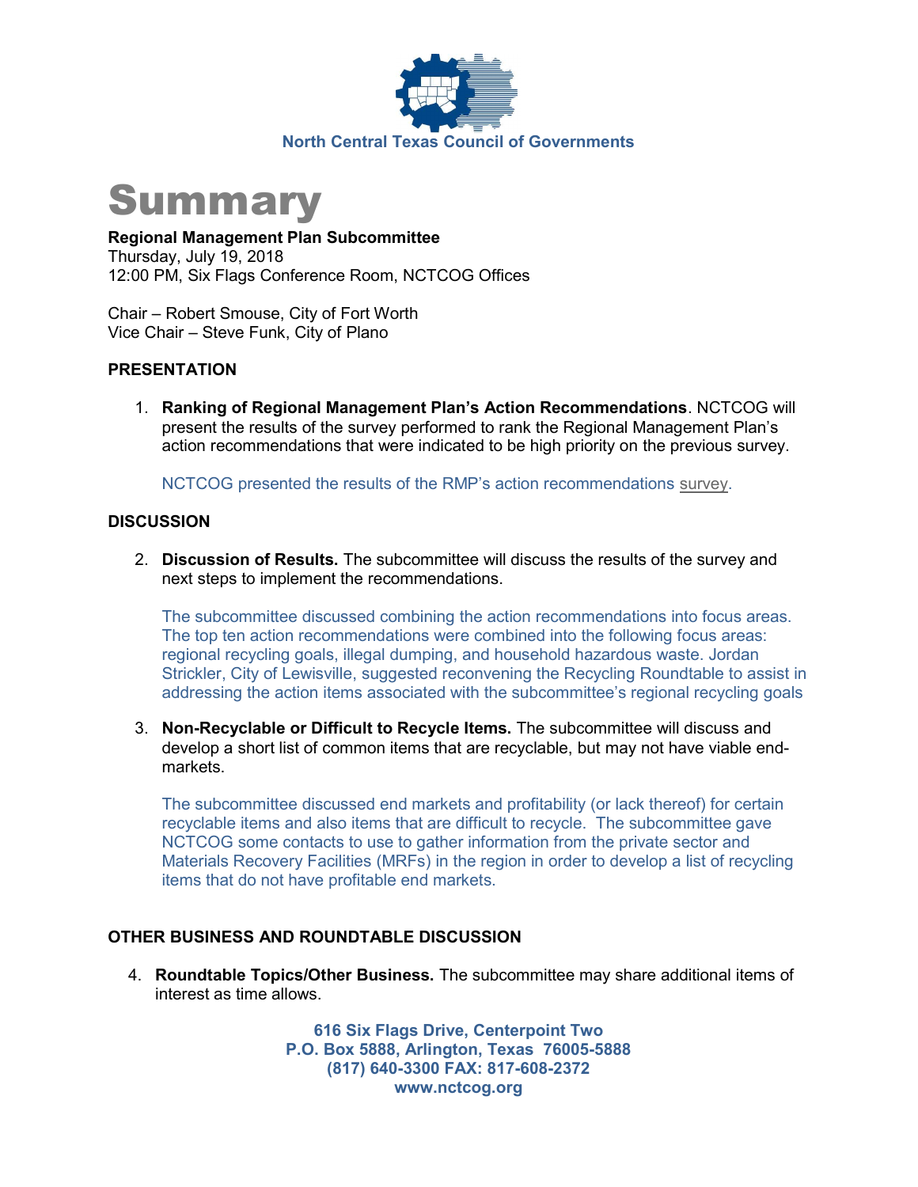North Central Texas Council of Governments

# Summary

**Regional Management Plan Subcommittee**
Thursday, July 19, 2018
12:00 PM, Six Flags Conference Room, NCTCOG Offices

Chair – Robert Smouse, City of Fort Worth
Vice Chair – Steve Funk, City of Plano

## PRESENTATION

1. **Ranking of Regional Management Plan's Action Recommendations**. NCTCOG will present the results of the survey performed to rank the Regional Management Plan's action recommendations that were indicated to be high priority on the previous survey.

   NCTCOG presented the results of the RMP's action recommendations survey.

## DISCUSSION

2. **Discussion of Results.** The subcommittee will discuss the results of the survey and next steps to implement the recommendations.

   The subcommittee discussed combining the action recommendations into focus areas. The top ten action recommendations were combined into the following focus areas: regional recycling goals, illegal dumping, and household hazardous waste. Jordan Strickler, City of Lewisville, suggested reconvening the Recycling Roundtable to assist in addressing the action items associated with the subcommittee's regional recycling goals

3. **Non-Recyclable or Difficult to Recycle Items.** The subcommittee will discuss and develop a short list of common items that are recyclable, but may not have viable end-markets.

   The subcommittee discussed end markets and profitability (or lack thereof) for certain recyclable items and also items that are difficult to recycle. The subcommittee gave NCTCOG some contacts to use to gather information from the private sector and Materials Recovery Facilities (MRFs) in the region in order to develop a list of recycling items that do not have profitable end markets.

## OTHER BUSINESS AND ROUNDTABLE DISCUSSION

4. **Roundtable Topics/Other Business.** The subcommittee may share additional items of interest as time allows.

**616 Six Flags Drive, Centerpoint Two**
**P.O. Box 5888, Arlington, Texas 76005-5888**
**(817) 640-3300 FAX: 817-608-2372**
**www.nctcog.org**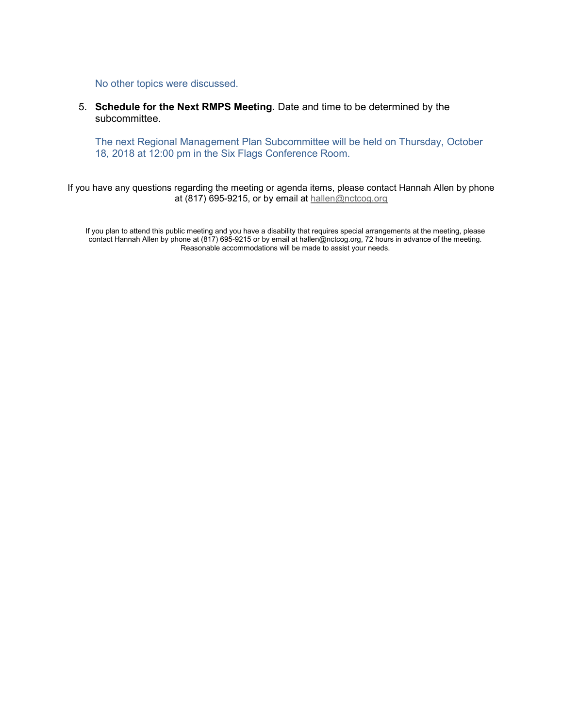No other topics were discussed.

5. **Schedule for the Next RMPS Meeting.** Date and time to be determined by the subcommittee.

   The next Regional Management Plan Subcommittee will be held on Thursday, October 18, 2018 at 12:00 pm in the Six Flags Conference Room.

If you have any questions regarding the meeting or agenda items, please contact Hannah Allen by phone at (817) 695-9215, or by email at hallen@nctcog.org

If you plan to attend this public meeting and you have a disability that requires special arrangements at the meeting, please contact Hannah Allen by phone at (817) 695-9215 or by email at hallen@nctcog.org, 72 hours in advance of the meeting. Reasonable accommodations will be made to assist your needs.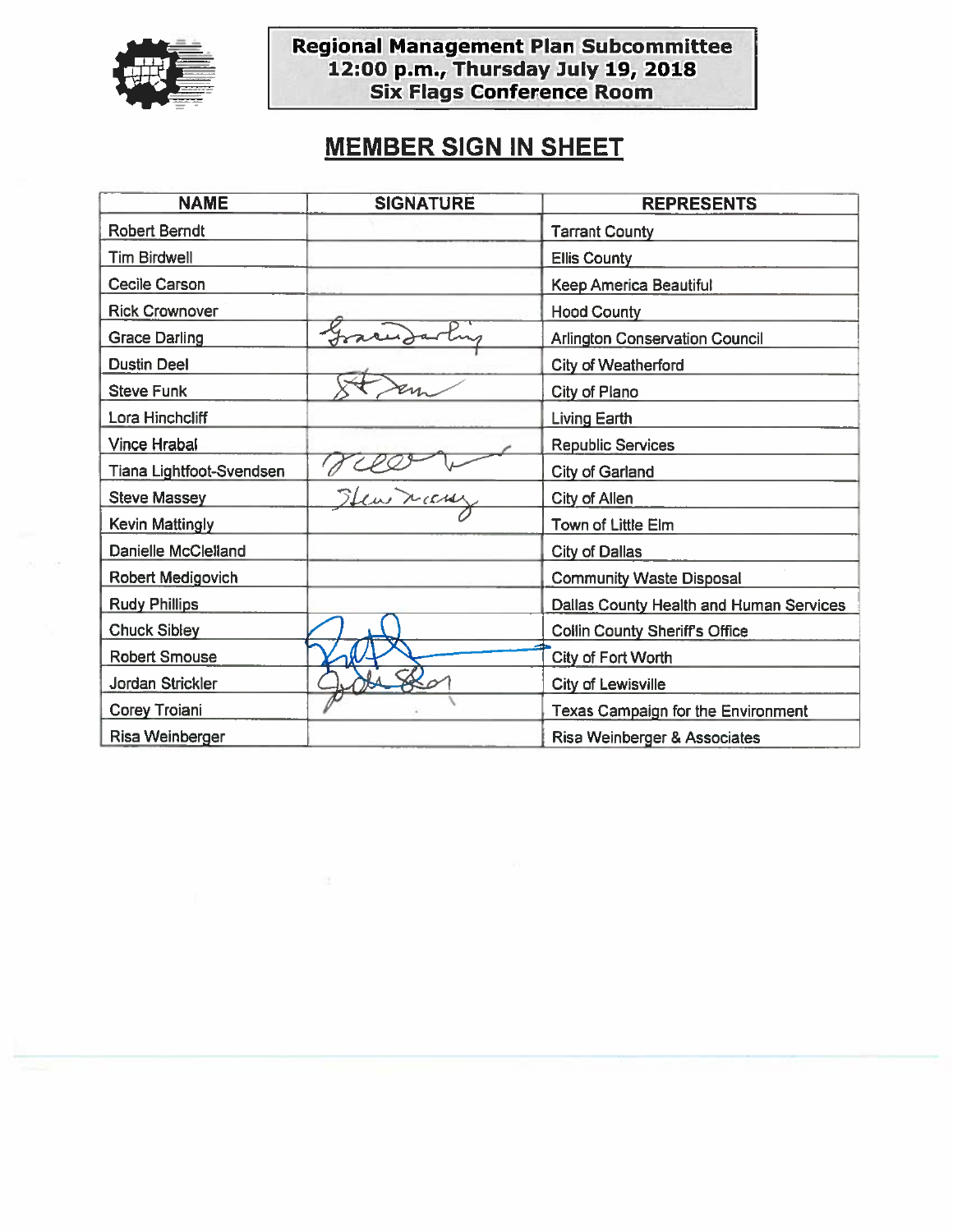**Regional Management Plan Subcommittee**
**12:00 p.m., Thursday July 19, 2018**
**Six Flags Conference Room**

## MEMBER SIGN IN SHEET

| NAME | SIGNATURE | REPRESENTS |
|---|---|---|
| Robert Berndt | | Tarrant County |
| Tim Birdwell | | Ellis County |
| Cecile Carson | | Keep America Beautiful |
| Rick Crownover | | Hood County |
| Grace Darling | Grace Darling | Arlington Conservation Council |
| Dustin Deel | | City of Weatherford |
| Steve Funk | St Fun | City of Plano |
| Lora Hinchcliff | | Living Earth |
| Vince Hrabal | | Republic Services |
| Tiana Lightfoot-Svendsen | [signature] | City of Garland |
| Steve Massey | Steve Massey | City of Allen |
| Kevin Mattingly | | Town of Little Elm |
| Danielle McClelland | | City of Dallas |
| Robert Medigovich | | Community Waste Disposal |
| Rudy Phillips | | Dallas County Health and Human Services |
| Chuck Sibley | | Collin County Sheriff's Office |
| Robert Smouse | [signature] | City of Fort Worth |
| Jordan Strickler | [signature] | City of Lewisville |
| Corey Troiani | | Texas Campaign for the Environment |
| Risa Weinberger | | Risa Weinberger & Associates |